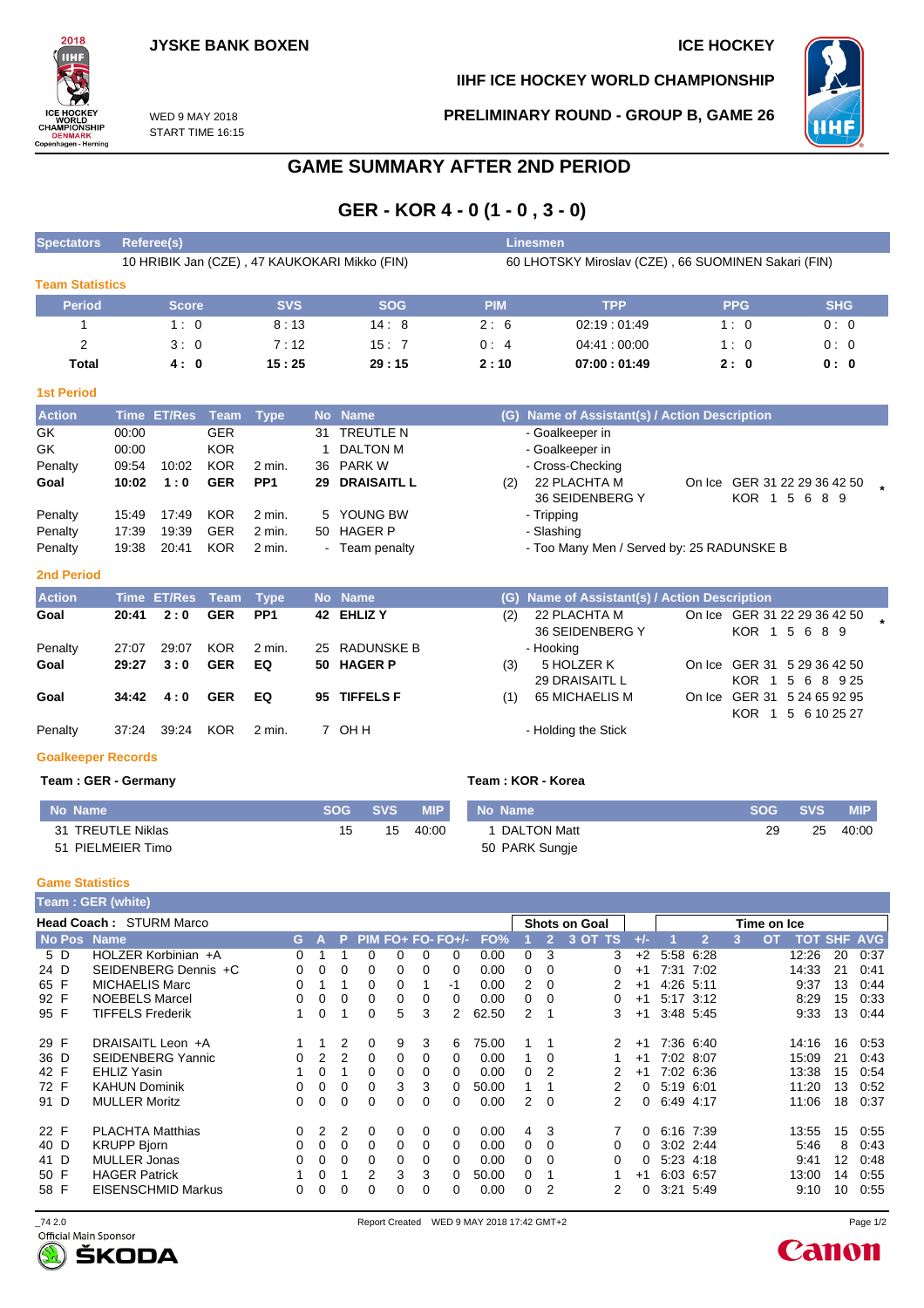JYSKE BANK BOXEN

ICE HOCKEY

IIHF ICE HOCKEY WORLD CHAMPIONSHIP

WED 9 MAY 2018
START TIME 16:15

PRELIMINARY ROUND - GROUP B, GAME 26

# GAME SUMMARY AFTER 2ND PERIOD

## GER - KOR 4 - 0 (1 - 0 , 3 - 0)

| Spectators | Referee(s) | Linesmen |
|---|---|---|
| | 10 HRIBIK Jan (CZE) , 47 KAUKOKARI Mikko (FIN) | 60 LHOTSKY Miroslav (CZE) , 66 SUOMINEN Sakari (FIN) |

### Team Statistics

| Period | Score | SVS | SOG | PIM | TPP | PPG | SHG |
|---|---|---|---|---|---|---|---|
| 1 | 1 : 0 | 8 : 13 | 14 : 8 | 2 : 6 | 02:19 : 01:49 | 1 : 0 | 0 : 0 |
| 2 | 3 : 0 | 7 : 12 | 15 : 7 | 0 : 4 | 04:41 : 00:00 | 1 : 0 | 0 : 0 |
| **Total** | **4 : 0** | **15 : 25** | **29 : 15** | **2 : 10** | **07:00 : 01:49** | **2 : 0** | **0 : 0** |

### 1st Period

| Action | Time | ET/Res | Team | Type | No | Name | (G) | Name of Assistant(s) / Action Description | |
|---|---|---|---|---|---|---|---|---|---|
| GK | 00:00 | | GER | | 31 | TREUTLE N | | - Goalkeeper in | |
| GK | 00:00 | | KOR | | 1 | DALTON M | | - Goalkeeper in | |
| Penalty | 09:54 | 10:02 | KOR | 2 min. | 36 | PARK W | | - Cross-Checking | |
| **Goal** | **10:02** | **1 : 0** | **GER** | **PP1** | **29** | **DRAISAITL L** | (2) | 22 PLACHTA M<br>36 SEIDENBERG Y | On Ice GER 31 22 29 36 42 50<br>KOR 1 5 6 8 9 * |
| Penalty | 15:49 | 17:49 | KOR | 2 min. | 5 | YOUNG BW | | - Tripping | |
| Penalty | 17:39 | 19:39 | GER | 2 min. | 50 | HAGER P | | - Slashing | |
| Penalty | 19:38 | 20:41 | KOR | 2 min. | - | Team penalty | | - Too Many Men / Served by: 25 RADUNSKE B | |

### 2nd Period

| Action | Time | ET/Res | Team | Type | No | Name | (G) | Name of Assistant(s) / Action Description | |
|---|---|---|---|---|---|---|---|---|---|
| **Goal** | **20:41** | **2 : 0** | **GER** | **PP1** | **42** | **EHLIZ Y** | (2) | 22 PLACHTA M<br>36 SEIDENBERG Y | On Ice GER 31 22 29 36 42 50<br>KOR 1 5 6 8 9 * |
| Penalty | 27:07 | 29:07 | KOR | 2 min. | 25 | RADUNSKE B | | - Hooking | |
| **Goal** | **29:27** | **3 : 0** | **GER** | **EQ** | **50** | **HAGER P** | (3) | 5 HOLZER K<br>29 DRAISAITL L | On Ice GER 31 5 29 36 42 50<br>KOR 1 5 6 8 9 25 |
| **Goal** | **34:42** | **4 : 0** | **GER** | **EQ** | **95** | **TIFFELS F** | (1) | 65 MICHAELIS M | On Ice GER 31 5 24 65 92 95<br>KOR 1 5 6 10 25 27 |
| Penalty | 37:24 | 39:24 | KOR | 2 min. | 7 | OH H | | - Holding the Stick | |

### Goalkeeper Records

**Team : GER - Germany**

| No | Name | SOG | SVS | MIP |
|---|---|---|---|---|
| 31 | TREUTLE Niklas | 15 | 15 | 40:00 |
| 51 | PIELMEIER Timo | | | |

**Team : KOR - Korea**

| No | Name | SOG | SVS | MIP |
|---|---|---|---|---|
| 1 | DALTON Matt | 29 | 25 | 40:00 |
| 50 | PARK Sungje | | | |

### Game Statistics

**Team : GER (white)**

**Head Coach :** STURM Marco

| No | Pos | Name | G | A | P | PIM | FO+ | FO- | FO+/- | FO% | SOG 1 | SOG 2 | SOG 3 | SOG OT | SOG TS | +/- | TOI 1 | TOI 2 | TOI 3 | TOI OT | TOT | SHF | AVG |
|---|---|---|---|---|---|---|---|---|---|---|---|---|---|---|---|---|---|---|---|---|---|---|---|
| 5 | D | HOLZER Korbinian +A | 0 | 1 | 1 | 0 | 0 | 0 | 0 | 0.00 | 0 | 3 | | | 3 | +2 | 5:58 | 6:28 | | | 12:26 | 20 | 0:37 |
| 24 | D | SEIDENBERG Dennis +C | 0 | 0 | 0 | 0 | 0 | 0 | 0 | 0.00 | 0 | 0 | | | 0 | +1 | 7:31 | 7:02 | | | 14:33 | 21 | 0:41 |
| 65 | F | MICHAELIS Marc | 0 | 1 | 1 | 0 | 0 | 1 | -1 | 0.00 | 2 | 0 | | | 2 | +1 | 4:26 | 5:11 | | | 9:37 | 13 | 0:44 |
| 92 | F | NOEBELS Marcel | 0 | 0 | 0 | 0 | 0 | 0 | 0 | 0.00 | 0 | 0 | | | 0 | +1 | 5:17 | 3:12 | | | 8:29 | 15 | 0:33 |
| 95 | F | TIFFELS Frederik | 1 | 0 | 1 | 0 | 5 | 3 | 2 | 62.50 | 2 | 1 | | | 3 | +1 | 3:48 | 5:45 | | | 9:33 | 13 | 0:44 |
| 29 | F | DRAISAITL Leon +A | 1 | 1 | 2 | 0 | 9 | 3 | 6 | 75.00 | 1 | 1 | | | 2 | +1 | 7:36 | 6:40 | | | 14:16 | 16 | 0:53 |
| 36 | D | SEIDENBERG Yannic | 0 | 2 | 2 | 0 | 0 | 0 | 0 | 0.00 | 1 | 0 | | | 1 | +1 | 7:02 | 8:07 | | | 15:09 | 21 | 0:43 |
| 42 | F | EHLIZ Yasin | 1 | 0 | 1 | 0 | 0 | 0 | 0 | 0.00 | 0 | 2 | | | 2 | +1 | 7:02 | 6:36 | | | 13:38 | 15 | 0:54 |
| 72 | F | KAHUN Dominik | 0 | 0 | 0 | 0 | 3 | 3 | 0 | 50.00 | 1 | 1 | | | 2 | 0 | 5:19 | 6:01 | | | 11:20 | 13 | 0:52 |
| 91 | D | MULLER Moritz | 0 | 0 | 0 | 0 | 0 | 0 | 0 | 0.00 | 2 | 0 | | | 2 | 0 | 6:49 | 4:17 | | | 11:06 | 18 | 0:37 |
| 22 | F | PLACHTA Matthias | 0 | 2 | 2 | 0 | 0 | 0 | 0 | 0.00 | 4 | 3 | | | 7 | 0 | 6:16 | 7:39 | | | 13:55 | 15 | 0:55 |
| 40 | D | KRUPP Bjorn | 0 | 0 | 0 | 0 | 0 | 0 | 0 | 0.00 | 0 | 0 | | | 0 | 0 | 3:02 | 2:44 | | | 5:46 | 8 | 0:43 |
| 41 | D | MULLER Jonas | 0 | 0 | 0 | 0 | 0 | 0 | 0 | 0.00 | 0 | 0 | | | 0 | 0 | 5:23 | 4:18 | | | 9:41 | 12 | 0:48 |
| 50 | F | HAGER Patrick | 1 | 0 | 1 | 2 | 3 | 3 | 0 | 50.00 | 0 | 1 | | | 1 | +1 | 6:03 | 6:57 | | | 13:00 | 14 | 0:55 |
| 58 | F | EISENSCHMID Markus | 0 | 0 | 0 | 0 | 0 | 0 | 0 | 0.00 | 0 | 2 | | | 2 | 0 | 3:21 | 5:49 | | | 9:10 | 10 | 0:55 |

_74 2.0 Report Created WED 9 MAY 2018 17:42 GMT+2

Official Main Sponsor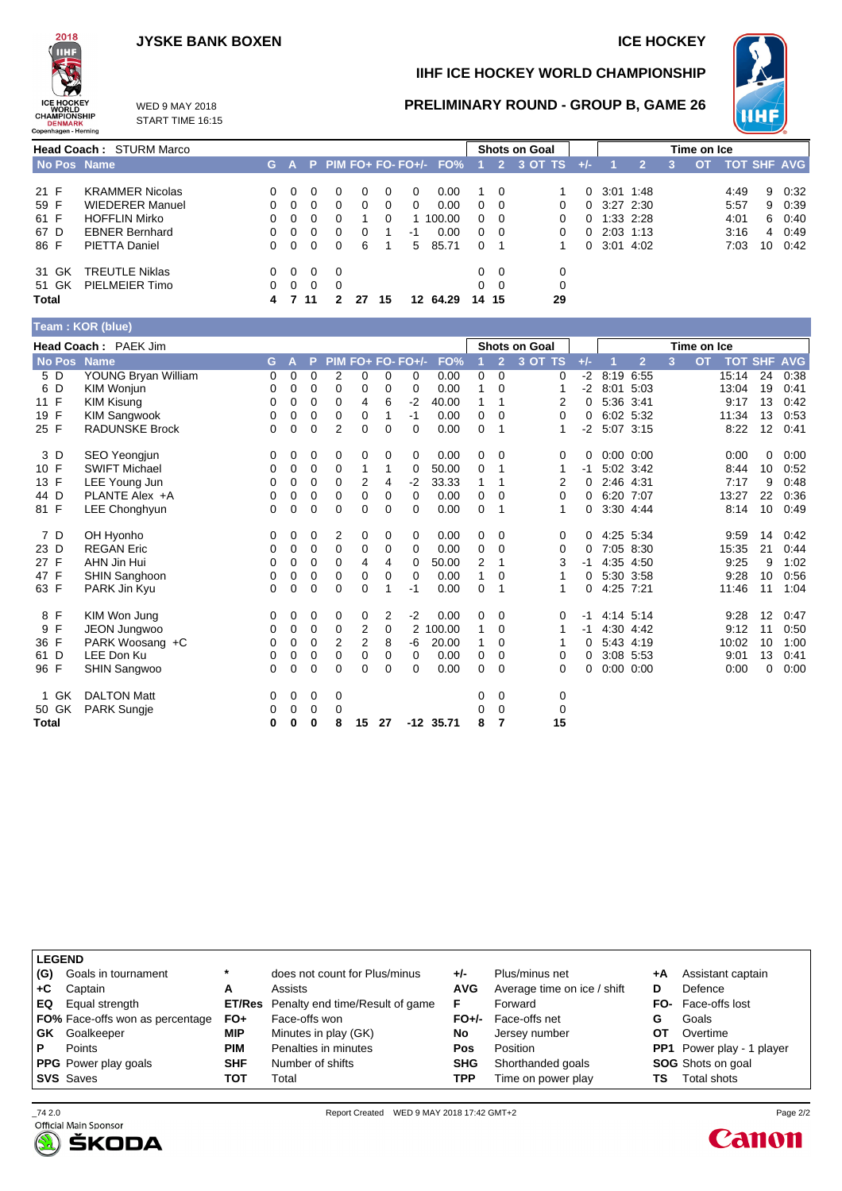JYSKE BANK BOXEN

ICE HOCKEY

WED 9 MAY 2018
START TIME 16:15

## IIHF ICE HOCKEY WORLD CHAMPIONSHIP

### PRELIMINARY ROUND - GROUP B, GAME 26

Head Coach : STURM Marco

| No | Pos | Name | G | A | P | PIM | FO+ | FO- | FO+/- | FO% | Shots on Goal 1 | 2 | 3 | OT | TS | +/- | Time on Ice 1 | 2 | 3 | OT | TOT | SHF | AVG |
|---|---|---|---|---|---|---|---|---|---|---|---|---|---|---|---|---|---|---|---|---|---|---|---|
| 21 | F | KRAMMER Nicolas | 0 | 0 | 0 | 0 | 0 | 0 | 0 | 0.00 | 1 | 0 | | | 1 | 0 | 3:01 | 1:48 | | | 4:49 | 9 | 0:32 |
| 59 | F | WIEDERER Manuel | 0 | 0 | 0 | 0 | 0 | 0 | 0 | 0.00 | 0 | 0 | | | 0 | 0 | 3:27 | 2:30 | | | 5:57 | 9 | 0:39 |
| 61 | F | HOFFLIN Mirko | 0 | 0 | 0 | 0 | 1 | 0 | 1 | 100.00 | 0 | 0 | | | 0 | 0 | 1:33 | 2:28 | | | 4:01 | 6 | 0:40 |
| 67 | D | EBNER Bernhard | 0 | 0 | 0 | 0 | 0 | 1 | -1 | 0.00 | 0 | 0 | | | 0 | 0 | 2:03 | 1:13 | | | 3:16 | 4 | 0:49 |
| 86 | F | PIETTA Daniel | 0 | 0 | 0 | 0 | 6 | 1 | 5 | 85.71 | 0 | 1 | | | 1 | 0 | 3:01 | 4:02 | | | 7:03 | 10 | 0:42 |
| 31 | GK | TREUTLE Niklas | 0 | 0 | 0 | 0 | | | | | 0 | 0 | | | 0 | | | | | | | | |
| 51 | GK | PIELMEIER Timo | 0 | 0 | 0 | 0 | | | | | 0 | 0 | | | 0 | | | | | | | | |
| Total | | | 4 | 7 | 11 | 2 | 27 | 15 | 12 | 64.29 | 14 | 15 | | | 29 | | | | | | | | |

Team : KOR (blue)

Head Coach : PAEK Jim

| No | Pos | Name | G | A | P | PIM | FO+ | FO- | FO+/- | FO% | Shots on Goal 1 | 2 | 3 | OT | TS | +/- | Time on Ice 1 | 2 | 3 | OT | TOT | SHF | AVG |
|---|---|---|---|---|---|---|---|---|---|---|---|---|---|---|---|---|---|---|---|---|---|---|---|
| 5 | D | YOUNG Bryan William | 0 | 0 | 0 | 2 | 0 | 0 | 0 | 0.00 | 0 | 0 | | | 0 | -2 | 8:19 | 6:55 | | | 15:14 | 24 | 0:38 |
| 6 | D | KIM Wonjun | 0 | 0 | 0 | 0 | 0 | 0 | 0 | 0.00 | 1 | 0 | | | 1 | -2 | 8:01 | 5:03 | | | 13:04 | 19 | 0:41 |
| 11 | F | KIM Kisung | 0 | 0 | 0 | 0 | 4 | 6 | -2 | 40.00 | 1 | 1 | | | 2 | 0 | 5:36 | 3:41 | | | 9:17 | 13 | 0:42 |
| 19 | F | KIM Sangwook | 0 | 0 | 0 | 0 | 0 | 1 | -1 | 0.00 | 0 | 0 | | | 0 | 0 | 6:02 | 5:32 | | | 11:34 | 13 | 0:53 |
| 25 | F | RADUNSKE Brock | 0 | 0 | 0 | 2 | 0 | 0 | 0 | 0.00 | 0 | 1 | | | 1 | -2 | 5:07 | 3:15 | | | 8:22 | 12 | 0:41 |
| 3 | D | SEO Yeongjun | 0 | 0 | 0 | 0 | 0 | 0 | 0 | 0.00 | 0 | 0 | | | 0 | 0 | 0:00 | 0:00 | | | 0:00 | 0 | 0:00 |
| 10 | F | SWIFT Michael | 0 | 0 | 0 | 0 | 1 | 1 | 0 | 50.00 | 0 | 1 | | | 1 | -1 | 5:02 | 3:42 | | | 8:44 | 10 | 0:52 |
| 13 | F | LEE Young Jun | 0 | 0 | 0 | 0 | 2 | 4 | -2 | 33.33 | 1 | 1 | | | 2 | 0 | 2:46 | 4:31 | | | 7:17 | 9 | 0:48 |
| 44 | D | PLANTE Alex +A | 0 | 0 | 0 | 0 | 0 | 0 | 0 | 0.00 | 0 | 0 | | | 0 | 0 | 6:20 | 7:07 | | | 13:27 | 22 | 0:36 |
| 81 | F | LEE Chonghyun | 0 | 0 | 0 | 0 | 0 | 0 | 0 | 0.00 | 0 | 1 | | | 1 | 0 | 3:30 | 4:44 | | | 8:14 | 10 | 0:49 |
| 7 | D | OH Hyonho | 0 | 0 | 0 | 2 | 0 | 0 | 0 | 0.00 | 0 | 0 | | | 0 | 0 | 4:25 | 5:34 | | | 9:59 | 14 | 0:42 |
| 23 | D | REGAN Eric | 0 | 0 | 0 | 0 | 0 | 0 | 0 | 0.00 | 0 | 0 | | | 0 | 0 | 7:05 | 8:30 | | | 15:35 | 21 | 0:44 |
| 27 | F | AHN Jin Hui | 0 | 0 | 0 | 0 | 4 | 4 | 0 | 50.00 | 2 | 1 | | | 3 | -1 | 4:35 | 4:50 | | | 9:25 | 9 | 1:02 |
| 47 | F | SHIN Sanghoon | 0 | 0 | 0 | 0 | 0 | 0 | 0 | 0.00 | 1 | 0 | | | 1 | 0 | 5:30 | 3:58 | | | 9:28 | 10 | 0:56 |
| 63 | F | PARK Jin Kyu | 0 | 0 | 0 | 0 | 0 | 1 | -1 | 0.00 | 0 | 1 | | | 1 | 0 | 4:25 | 7:21 | | | 11:46 | 11 | 1:04 |
| 8 | F | KIM Won Jung | 0 | 0 | 0 | 0 | 0 | 2 | -2 | 0.00 | 0 | 0 | | | 0 | -1 | 4:14 | 5:14 | | | 9:28 | 12 | 0:47 |
| 9 | F | JEON Jungwoo | 0 | 0 | 0 | 0 | 2 | 0 | 2 | 100.00 | 1 | 0 | | | 1 | -1 | 4:30 | 4:42 | | | 9:12 | 11 | 0:50 |
| 36 | F | PARK Woosang +C | 0 | 0 | 0 | 2 | 2 | 8 | -6 | 20.00 | 1 | 0 | | | 1 | 0 | 5:43 | 4:19 | | | 10:02 | 10 | 1:00 |
| 61 | D | LEE Don Ku | 0 | 0 | 0 | 0 | 0 | 0 | 0 | 0.00 | 0 | 0 | | | 0 | 0 | 3:08 | 5:53 | | | 9:01 | 13 | 0:41 |
| 96 | F | SHIN Sangwoo | 0 | 0 | 0 | 0 | 0 | 0 | 0 | 0.00 | 0 | 0 | | | 0 | 0 | 0:00 | 0:00 | | | 0:00 | 0 | 0:00 |
| 1 | GK | DALTON Matt | 0 | 0 | 0 | 0 | | | | | 0 | 0 | | | 0 | | | | | | | | |
| 50 | GK | PARK Sungje | 0 | 0 | 0 | 0 | | | | | 0 | 0 | | | 0 | | | | | | | | |
| Total | | | 0 | 0 | 0 | 8 | 15 | 27 | -12 | 35.71 | 8 | 7 | | | 15 | | | | | | | | |

**LEGEND**

| | | | | | | | |
|---|---|---|---|---|---|---|---|
| (G) | Goals in tournament | * | does not count for Plus/minus | +/- | Plus/minus net | +A | Assistant captain |
| +C | Captain | A | Assists | AVG | Average time on ice / shift | D | Defence |
| EQ | Equal strength | ET/Res | Penalty end time/Result of game | F | Forward | FO- | Face-offs lost |
| FO% | Face-offs won as percentage | FO+ | Face-offs won | FO+/- | Face-offs net | G | Goals |
| GK | Goalkeeper | MIP | Minutes in play (GK) | No | Jersey number | OT | Overtime |
| P | Points | PIM | Penalties in minutes | Pos | Position | PP1 | Power play - 1 player |
| PPG | Power play goals | SHF | Number of shifts | SHG | Shorthanded goals | SOG | Shots on goal |
| SVS | Saves | TOT | Total | TPP | Time on power play | TS | Total shots |

_74 2.0 Report Created WED 9 MAY 2018 17:42 GMT+2

Official Main Sponsor ŠKODA